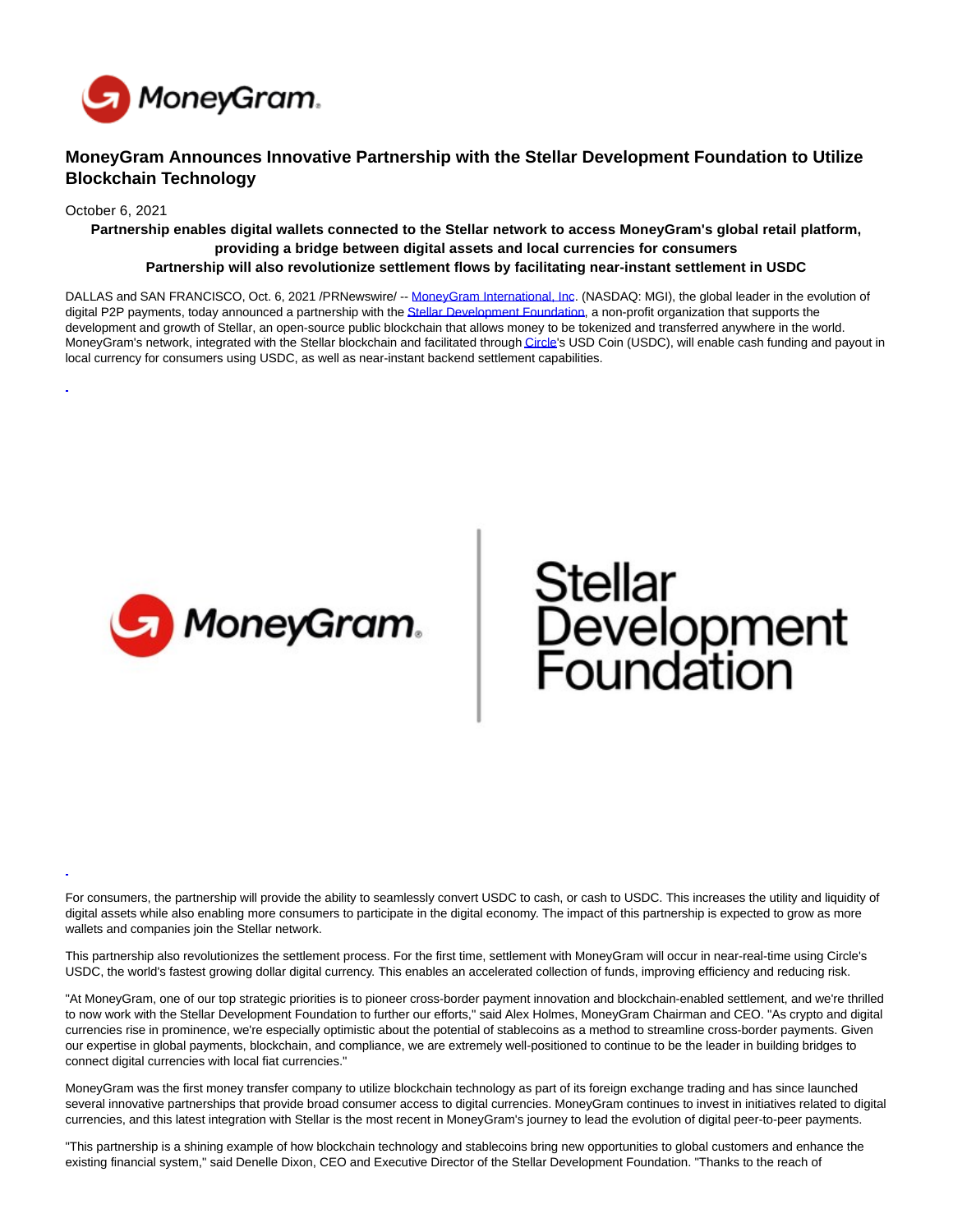# MoneyGram Announces Innovative Partnership with the Stellar Development Foundation to Utilize Blockchain Technology

October 6, 2021

**Partnership enables digital wallets connected to the Stellar network to access MoneyGram's global retail platform, providing a bridge between digital assets and local currencies for consumers**

**Partnership will also revolutionize settlement flows by facilitating near-instant settlement in USDC**

DALLAS and SAN FRANCISCO, Oct. 6, 2021 /PRNewswire/ -- MoneyGram International, Inc. (NASDAQ: MGI), the global leader in the evolution of digital P2P payments, today announced a partnership with the Stellar Development Foundation, a non-profit organization that supports the development and growth of Stellar, an open-source public blockchain that allows money to be tokenized and transferred anywhere in the world. MoneyGram's network, integrated with the Stellar blockchain and facilitated through Circle's USD Coin (USDC), will enable cash funding and payout in local currency for consumers using USDC, as well as near-instant backend settlement capabilities.

For consumers, the partnership will provide the ability to seamlessly convert USDC to cash, or cash to USDC. This increases the utility and liquidity of digital assets while also enabling more consumers to participate in the digital economy. The impact of this partnership is expected to grow as more wallets and companies join the Stellar network.

This partnership also revolutionizes the settlement process. For the first time, settlement with MoneyGram will occur in near-real-time using Circle's USDC, the world's fastest growing dollar digital currency. This enables an accelerated collection of funds, improving efficiency and reducing risk.

"At MoneyGram, one of our top strategic priorities is to pioneer cross-border payment innovation and blockchain-enabled settlement, and we're thrilled to now work with the Stellar Development Foundation to further our efforts," said Alex Holmes, MoneyGram Chairman and CEO. "As crypto and digital currencies rise in prominence, we're especially optimistic about the potential of stablecoins as a method to streamline cross-border payments. Given our expertise in global payments, blockchain, and compliance, we are extremely well-positioned to continue to be the leader in building bridges to connect digital currencies with local fiat currencies."

MoneyGram was the first money transfer company to utilize blockchain technology as part of its foreign exchange trading and has since launched several innovative partnerships that provide broad consumer access to digital currencies. MoneyGram continues to invest in initiatives related to digital currencies, and this latest integration with Stellar is the most recent in MoneyGram's journey to lead the evolution of digital peer-to-peer payments.

"This partnership is a shining example of how blockchain technology and stablecoins bring new opportunities to global customers and enhance the existing financial system," said Denelle Dixon, CEO and Executive Director of the Stellar Development Foundation. "Thanks to the reach of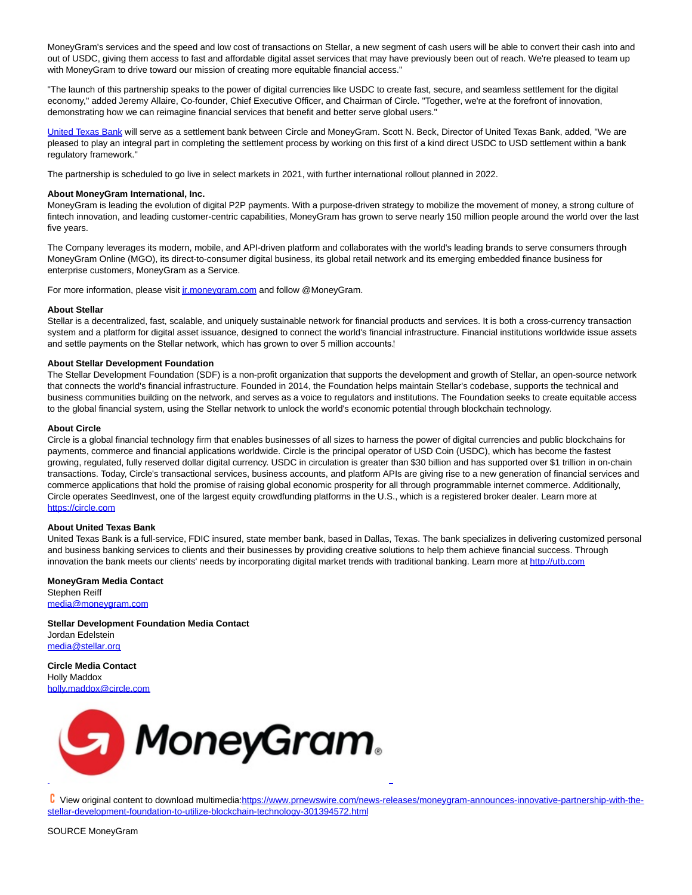MoneyGram's services and the speed and low cost of transactions on Stellar, a new segment of cash users will be able to convert their cash into and out of USDC, giving them access to fast and affordable digital asset services that may have previously been out of reach. We're pleased to team up with MoneyGram to drive toward our mission of creating more equitable financial access."

"The launch of this partnership speaks to the power of digital currencies like USDC to create fast, secure, and seamless settlement for the digital economy," added Jeremy Allaire, Co-founder, Chief Executive Officer, and Chairman of Circle. "Together, we're at the forefront of innovation, demonstrating how we can reimagine financial services that benefit and better serve global users."

United Texas Bank will serve as a settlement bank between Circle and MoneyGram. Scott N. Beck, Director of United Texas Bank, added, "We are pleased to play an integral part in completing the settlement process by working on this first of a kind direct USDC to USD settlement within a bank regulatory framework."

The partnership is scheduled to go live in select markets in 2021, with further international rollout planned in 2022.

**About MoneyGram International, Inc.**
MoneyGram is leading the evolution of digital P2P payments. With a purpose-driven strategy to mobilize the movement of money, a strong culture of fintech innovation, and leading customer-centric capabilities, MoneyGram has grown to serve nearly 150 million people around the world over the last five years.

The Company leverages its modern, mobile, and API-driven platform and collaborates with the world's leading brands to serve consumers through MoneyGram Online (MGO), its direct-to-consumer digital business, its global retail network and its emerging embedded finance business for enterprise customers, MoneyGram as a Service.

For more information, please visit ir.moneygram.com and follow @MoneyGram.

**About Stellar**
Stellar is a decentralized, fast, scalable, and uniquely sustainable network for financial products and services. It is both a cross-currency transaction system and a platform for digital asset issuance, designed to connect the world's financial infrastructure. Financial institutions worldwide issue assets and settle payments on the Stellar network, which has grown to over 5 million accounts.

**About Stellar Development Foundation**
The Stellar Development Foundation (SDF) is a non-profit organization that supports the development and growth of Stellar, an open-source network that connects the world's financial infrastructure. Founded in 2014, the Foundation helps maintain Stellar's codebase, supports the technical and business communities building on the network, and serves as a voice to regulators and institutions. The Foundation seeks to create equitable access to the global financial system, using the Stellar network to unlock the world's economic potential through blockchain technology.

**About Circle**
Circle is a global financial technology firm that enables businesses of all sizes to harness the power of digital currencies and public blockchains for payments, commerce and financial applications worldwide. Circle is the principal operator of USD Coin (USDC), which has become the fastest growing, regulated, fully reserved dollar digital currency. USDC in circulation is greater than $30 billion and has supported over $1 trillion in on-chain transactions. Today, Circle's transactional services, business accounts, and platform APIs are giving rise to a new generation of financial services and commerce applications that hold the promise of raising global economic prosperity for all through programmable internet commerce. Additionally, Circle operates SeedInvest, one of the largest equity crowdfunding platforms in the U.S., which is a registered broker dealer. Learn more at https://circle.com

**About United Texas Bank**
United Texas Bank is a full-service, FDIC insured, state member bank, based in Dallas, Texas. The bank specializes in delivering customized personal and business banking services to clients and their businesses by providing creative solutions to help them achieve financial success. Through innovation the bank meets our clients' needs by incorporating digital market trends with traditional banking. Learn more at http://utb.com

**MoneyGram Media Contact**
Stephen Reiff
media@moneygram.com

**Stellar Development Foundation Media Contact**
Jordan Edelstein
media@stellar.org

**Circle Media Contact**
Holly Maddox
holly.maddox@circle.com

View original content to download multimedia:https://www.prnewswire.com/news-releases/moneygram-announces-innovative-partnership-with-the-stellar-development-foundation-to-utilize-blockchain-technology-301394572.html

SOURCE MoneyGram